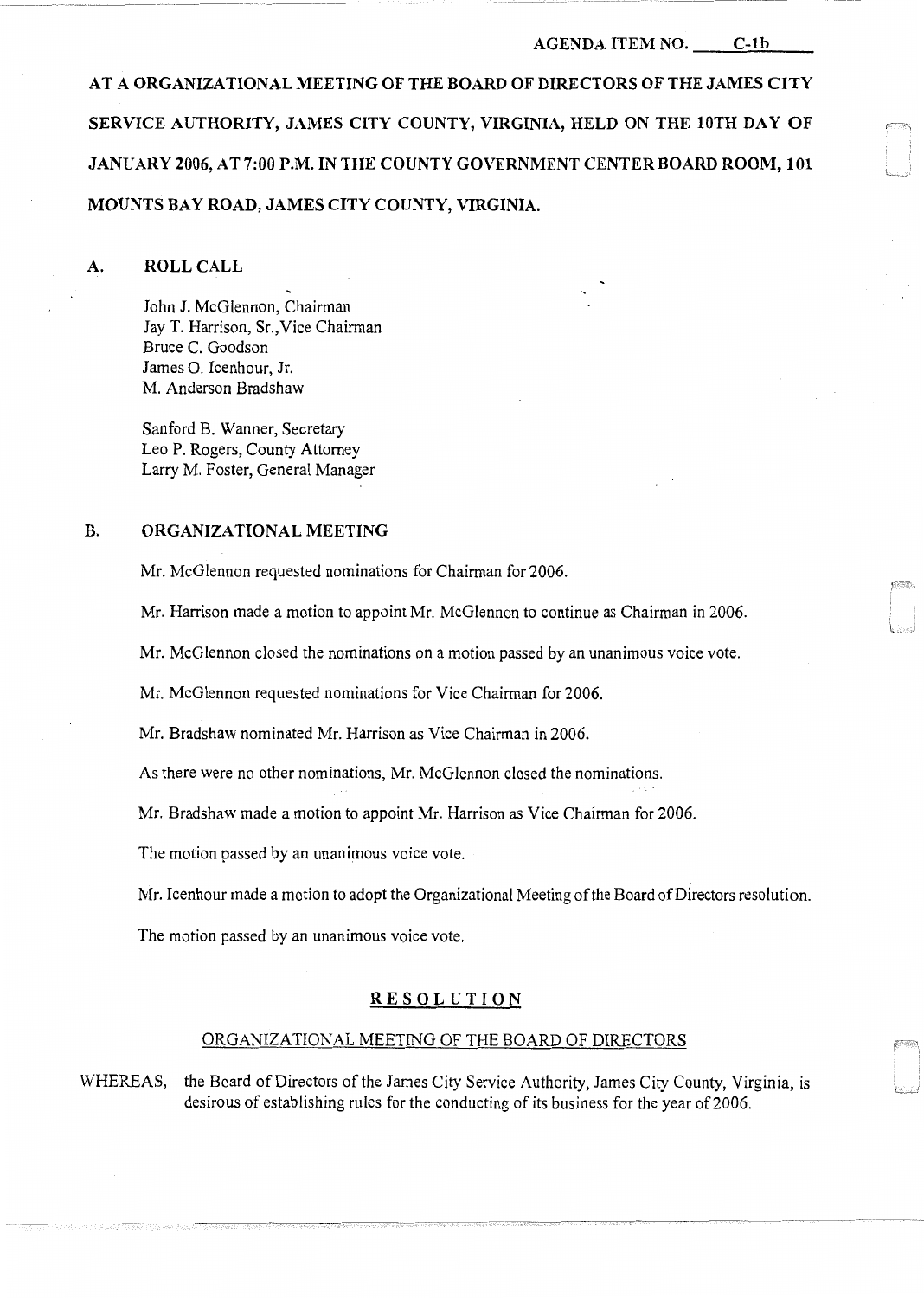AGENDA ITEM NO. C-1b

**AT A ORGANIZATIONAL MEETING OF THE BOARD OF DIRECTORS OF THE JAMES CITY SERVICE AUTHORITY, JAMES CITY COUNTY, VIRGINIA, HELD ON THE 10TH DAY OF JANUARY 2006, AT 7:00 P.M. IN THE COUNTY GOVERNMENT CENTER BOARD ROOM, 101 MOUNTS BAY ROAD, JAMES CITY COUNTY, VIRGINIA.**

## A. ROLL CALL

John J. McGlennon, Chairman
Jay T. Harrison, Sr., Vice Chairman
Bruce C. Goodson
James O. Icenhour, Jr.
M. Anderson Bradshaw

Sanford B. Wanner, Secretary
Leo P. Rogers, County Attorney
Larry M. Foster, General Manager

## B. ORGANIZATIONAL MEETING

Mr. McGlennon requested nominations for Chairman for 2006.

Mr. Harrison made a motion to appoint Mr. McGlennon to continue as Chairman in 2006.

Mr. McGlennon closed the nominations on a motion passed by an unanimous voice vote.

Mr. McGlennon requested nominations for Vice Chairman for 2006.

Mr. Bradshaw nominated Mr. Harrison as Vice Chairman in 2006.

As there were no other nominations, Mr. McGlennon closed the nominations.

Mr. Bradshaw made a motion to appoint Mr. Harrison as Vice Chairman for 2006.

The motion passed by an unanimous voice vote.

Mr. Icenhour made a motion to adopt the Organizational Meeting of the Board of Directors resolution.

The motion passed by an unanimous voice vote.

### R E S O L U T I O N

#### ORGANIZATIONAL MEETING OF THE BOARD OF DIRECTORS

WHEREAS, the Board of Directors of the James City Service Authority, James City County, Virginia, is desirous of establishing rules for the conducting of its business for the year of 2006.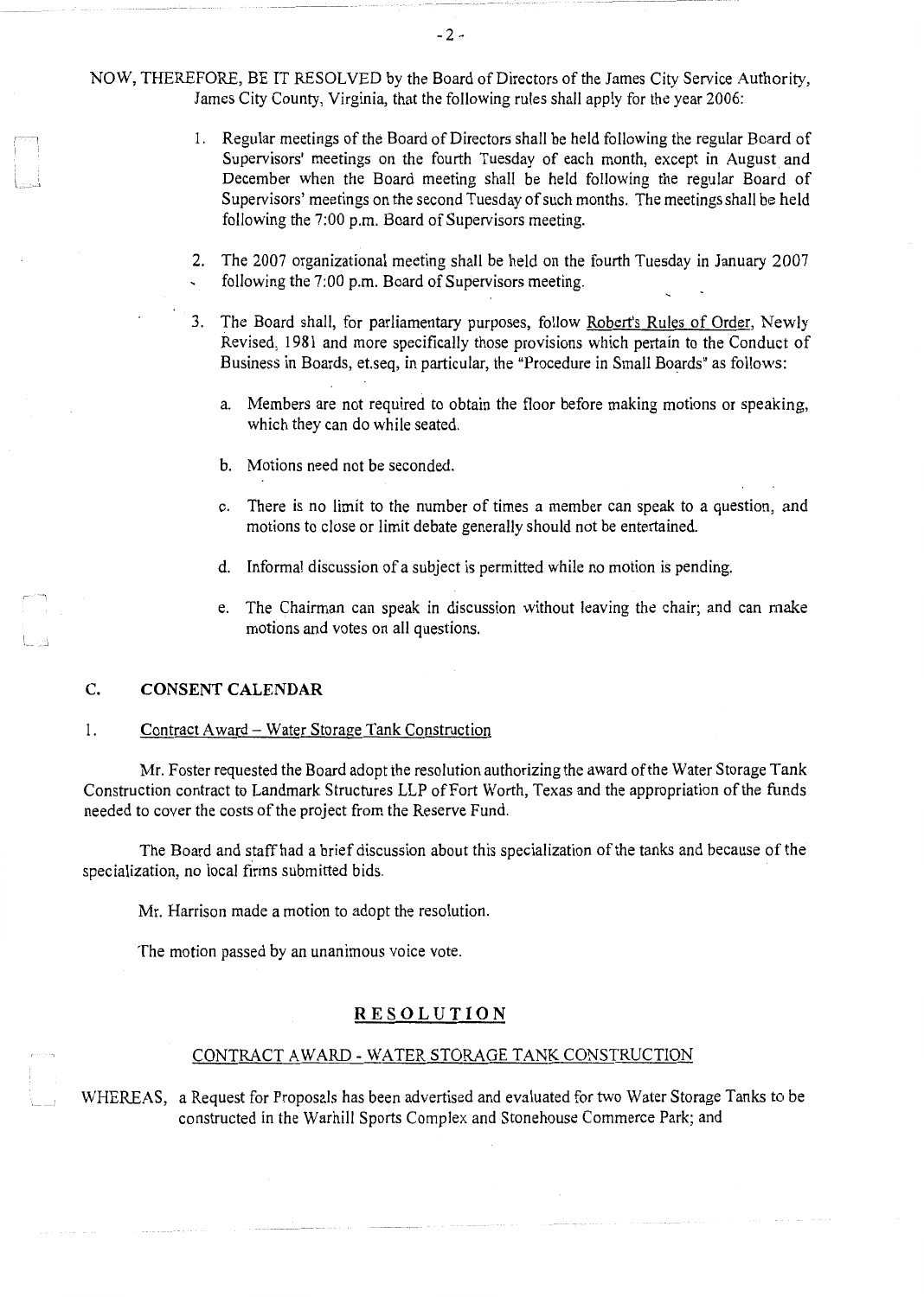NOW, THEREFORE, BE IT RESOLVED by the Board of Directors of the James City Service Authority, James City County, Virginia, that the following rules shall apply for the year 2006:

1. Regular meetings of the Board of Directors shall be held following the regular Board of Supervisors' meetings on the fourth Tuesday of each month, except in August and December when the Board meeting shall be held following the regular Board of Supervisors' meetings on the second Tuesday of such months. The meetings shall be held following the 7:00 p.m. Board of Supervisors meeting.

2. The 2007 organizational meeting shall be held on the fourth Tuesday in January 2007 following the 7:00 p.m. Board of Supervisors meeting.

3. The Board shall, for parliamentary purposes, follow Robert's Rules of Order, Newly Revised, 1981 and more specifically those provisions which pertain to the Conduct of Business in Boards, et.seq, in particular, the "Procedure in Small Boards" as follows:

   a. Members are not required to obtain the floor before making motions or speaking, which they can do while seated.

   b. Motions need not be seconded.

   c. There is no limit to the number of times a member can speak to a question, and motions to close or limit debate generally should not be entertained.

   d. Informal discussion of a subject is permitted while no motion is pending.

   e. The Chairman can speak in discussion without leaving the chair; and can make motions and votes on all questions.

## C. CONSENT CALENDAR

1. Contract Award – Water Storage Tank Construction

Mr. Foster requested the Board adopt the resolution authorizing the award of the Water Storage Tank Construction contract to Landmark Structures LLP of Fort Worth, Texas and the appropriation of the funds needed to cover the costs of the project from the Reserve Fund.

The Board and staff had a brief discussion about this specialization of the tanks and because of the specialization, no local firms submitted bids.

Mr. Harrison made a motion to adopt the resolution.

The motion passed by an unanimous voice vote.

## RESOLUTION

### CONTRACT AWARD - WATER STORAGE TANK CONSTRUCTION

WHEREAS, a Request for Proposals has been advertised and evaluated for two Water Storage Tanks to be constructed in the Warhill Sports Complex and Stonehouse Commerce Park; and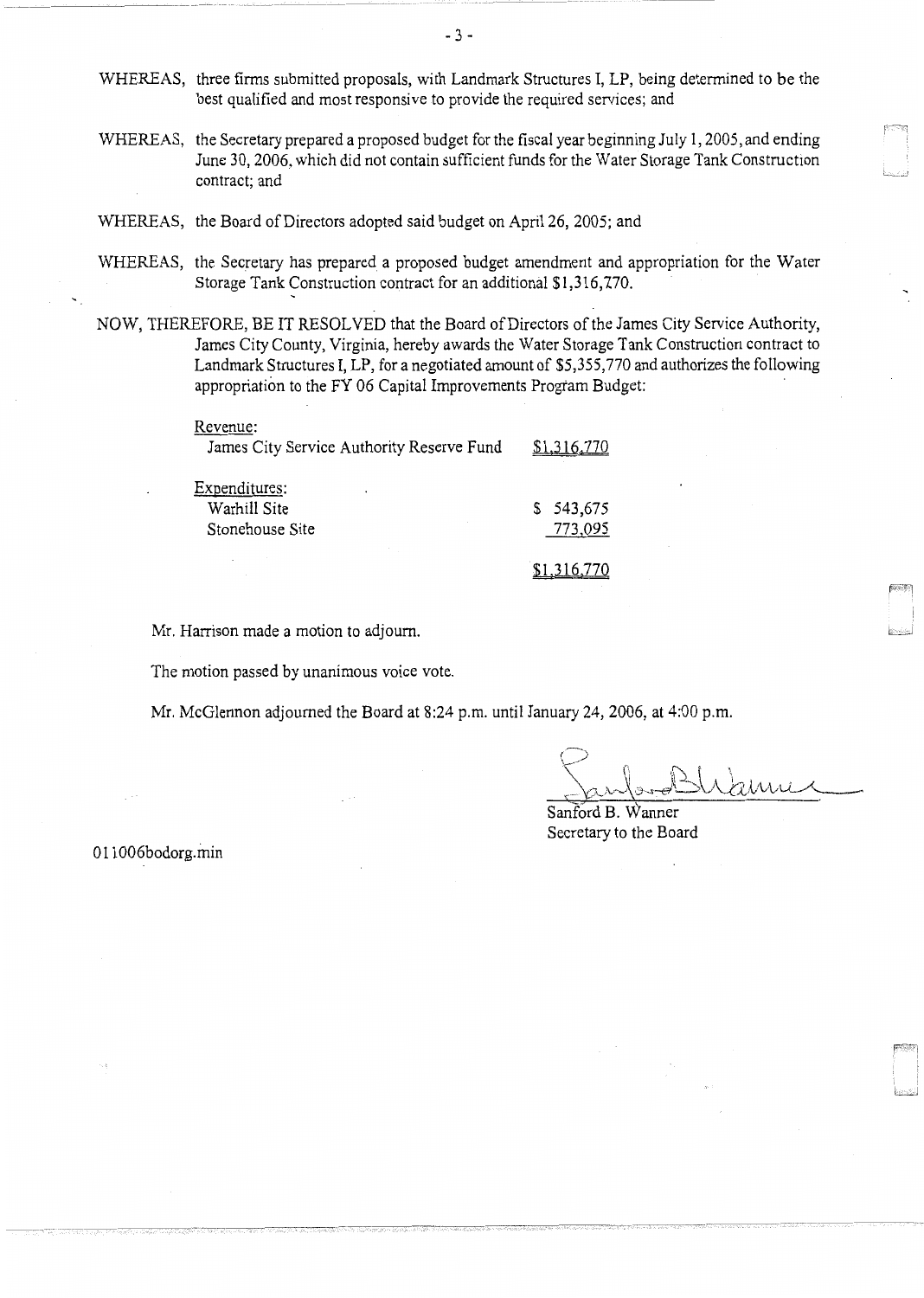WHEREAS, three firms submitted proposals, with Landmark Structures I, LP, being determined to be the best qualified and most responsive to provide the required services; and

WHEREAS, the Secretary prepared a proposed budget for the fiscal year beginning July 1, 2005, and ending June 30, 2006, which did not contain sufficient funds for the Water Storage Tank Construction contract; and

WHEREAS, the Board of Directors adopted said budget on April 26, 2005; and

WHEREAS, the Secretary has prepared a proposed budget amendment and appropriation for the Water Storage Tank Construction contract for an additional $1,316,770.

NOW, THEREFORE, BE IT RESOLVED that the Board of Directors of the James City Service Authority, James City County, Virginia, hereby awards the Water Storage Tank Construction contract to Landmark Structures I, LP, for a negotiated amount of $5,355,770 and authorizes the following appropriation to the FY 06 Capital Improvements Program Budget:

| | |
|---|---|
| Revenue: | |
| James City Service Authority Reserve Fund | $1,316,770 |
| Expenditures: | |
| Warhill Site | $ 543,675 |
| Stonehouse Site | 773,095 |
| | $1,316,770 |

Mr. Harrison made a motion to adjourn.

The motion passed by unanimous voice vote.

Mr. McGlennon adjourned the Board at 8:24 p.m. until January 24, 2006, at 4:00 p.m.

Sanford B. Wanner
Secretary to the Board

011006bodorg.min